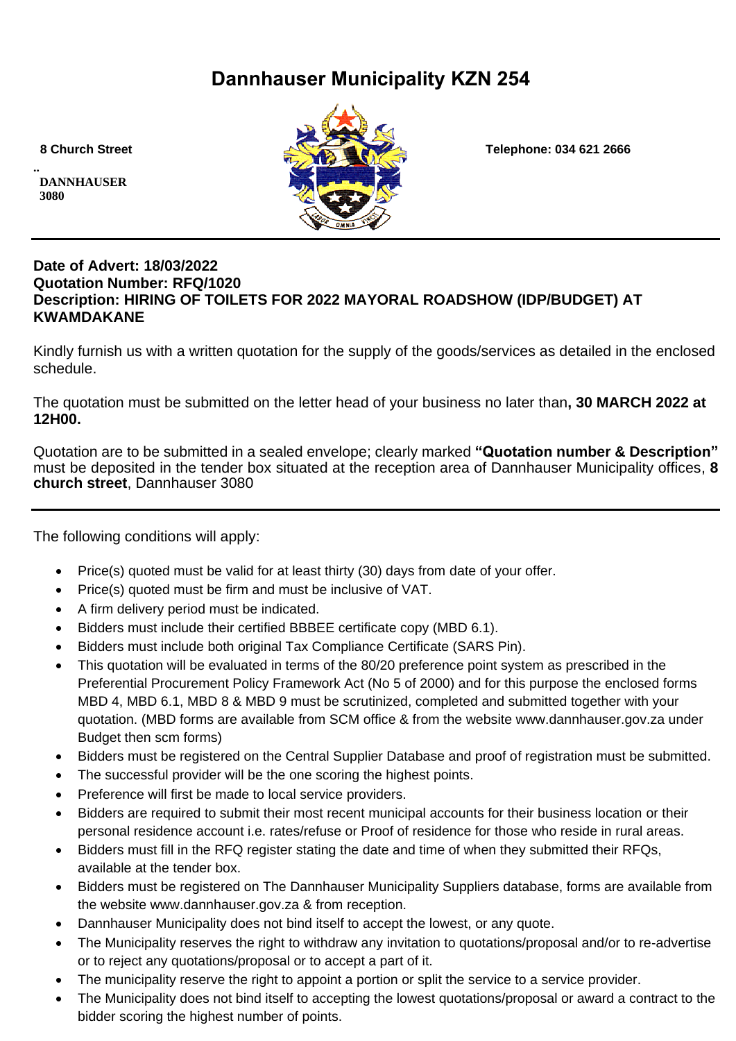# Dannhauser Municipality KZN 254

8 Church Street

..

**DANNHAUSER**
**3080**

**Telephone: 034 621 2666**

---

**Date of Advert: 18/03/2022**
**Quotation Number: RFQ/1020**
**Description: HIRING OF TOILETS FOR 2022 MAYORAL ROADSHOW (IDP/BUDGET) AT KWAMDAKANE**

Kindly furnish us with a written quotation for the supply of the goods/services as detailed in the enclosed schedule.

The quotation must be submitted on the letter head of your business no later than**, 30 MARCH 2022 at 12H00.**

Quotation are to be submitted in a sealed envelope; clearly marked **"Quotation number & Description"** must be deposited in the tender box situated at the reception area of Dannhauser Municipality offices, **8 church street**, Dannhauser 3080

---

The following conditions will apply:

- Price(s) quoted must be valid for at least thirty (30) days from date of your offer.
- Price(s) quoted must be firm and must be inclusive of VAT.
- A firm delivery period must be indicated.
- Bidders must include their certified BBBEE certificate copy (MBD 6.1).
- Bidders must include both original Tax Compliance Certificate (SARS Pin).
- This quotation will be evaluated in terms of the 80/20 preference point system as prescribed in the Preferential Procurement Policy Framework Act (No 5 of 2000) and for this purpose the enclosed forms MBD 4, MBD 6.1, MBD 8 & MBD 9 must be scrutinized, completed and submitted together with your quotation. (MBD forms are available from SCM office & from the website www.dannhauser.gov.za under Budget then scm forms)
- Bidders must be registered on the Central Supplier Database and proof of registration must be submitted.
- The successful provider will be the one scoring the highest points.
- Preference will first be made to local service providers.
- Bidders are required to submit their most recent municipal accounts for their business location or their personal residence account i.e. rates/refuse or Proof of residence for those who reside in rural areas.
- Bidders must fill in the RFQ register stating the date and time of when they submitted their RFQs, available at the tender box.
- Bidders must be registered on The Dannhauser Municipality Suppliers database, forms are available from the website www.dannhauser.gov.za & from reception.
- Dannhauser Municipality does not bind itself to accept the lowest, or any quote.
- The Municipality reserves the right to withdraw any invitation to quotations/proposal and/or to re-advertise or to reject any quotations/proposal or to accept a part of it.
- The municipality reserve the right to appoint a portion or split the service to a service provider.
- The Municipality does not bind itself to accepting the lowest quotations/proposal or award a contract to the bidder scoring the highest number of points.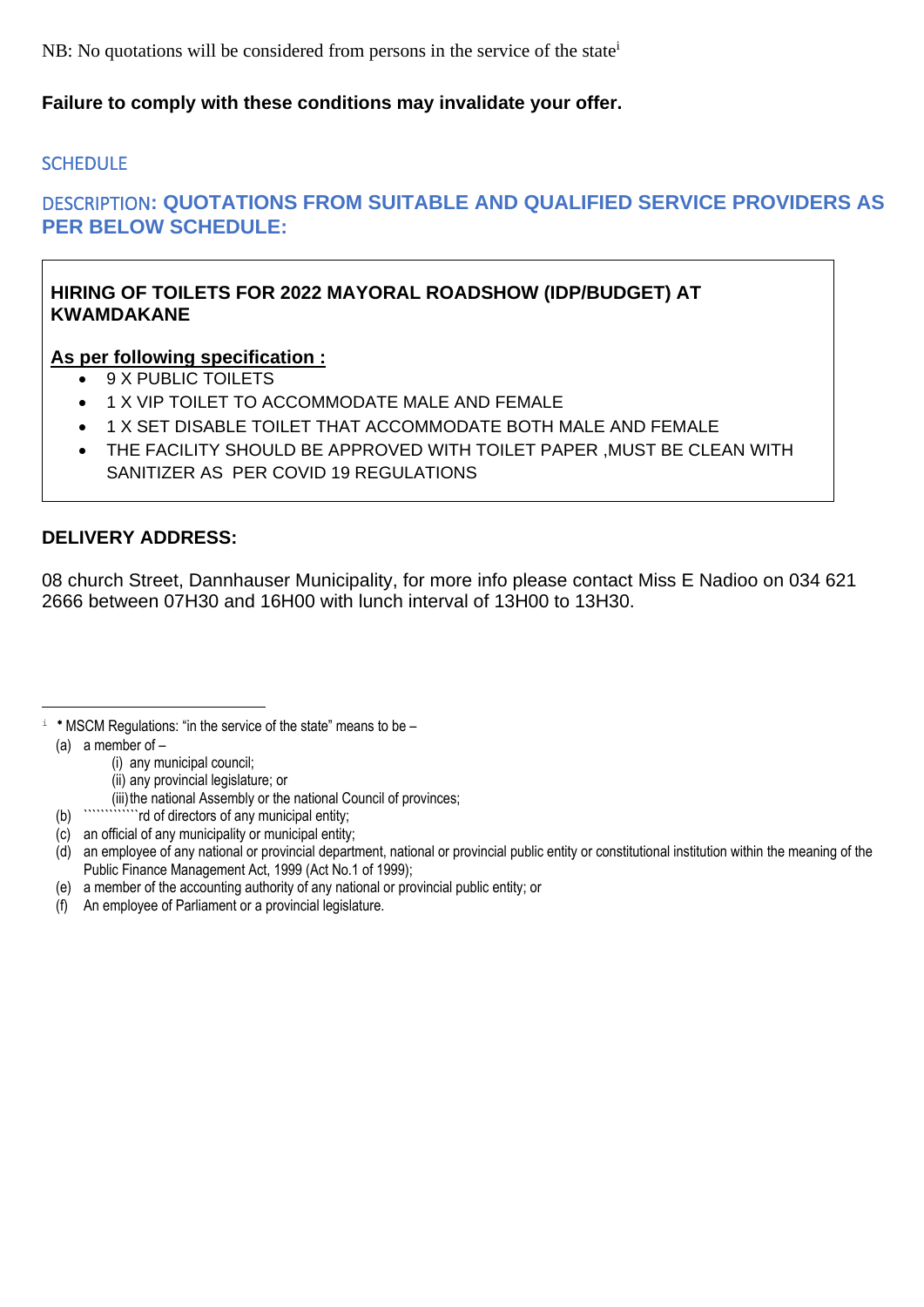NB: No quotations will be considered from persons in the service of the state[i]

**Failure to comply with these conditions may invalidate your offer.**

## SCHEDULE

## DESCRIPTION: QUOTATIONS FROM SUITABLE AND QUALIFIED SERVICE PROVIDERS AS PER BELOW SCHEDULE:

**HIRING OF TOILETS FOR 2022 MAYORAL ROADSHOW (IDP/BUDGET) AT KWAMDAKANE**

**As per following specification :**

- 9 X PUBLIC TOILETS
- 1 X VIP TOILET TO ACCOMMODATE MALE AND FEMALE
- 1 X SET DISABLE TOILET THAT ACCOMMODATE BOTH MALE AND FEMALE
- THE FACILITY SHOULD BE APPROVED WITH TOILET PAPER ,MUST BE CLEAN WITH SANITIZER AS PER COVID 19 REGULATIONS

**DELIVERY ADDRESS:**

08 church Street, Dannhauser Municipality, for more info please contact Miss E Nadioo on 034 621 2666 between 07H30 and 16H00 with lunch interval of 13H00 to 13H30.

---

[i] * MSCM Regulations: "in the service of the state" means to be –

(a) a member of –
  (i) any municipal council;
  (ii) any provincial legislature; or
  (iii) the national Assembly or the national Council of provinces;
(b) ````````````rd of directors of any municipal entity;
(c) an official of any municipality or municipal entity;
(d) an employee of any national or provincial department, national or provincial public entity or constitutional institution within the meaning of the Public Finance Management Act, 1999 (Act No.1 of 1999);
(e) a member of the accounting authority of any national or provincial public entity; or
(f) An employee of Parliament or a provincial legislature.